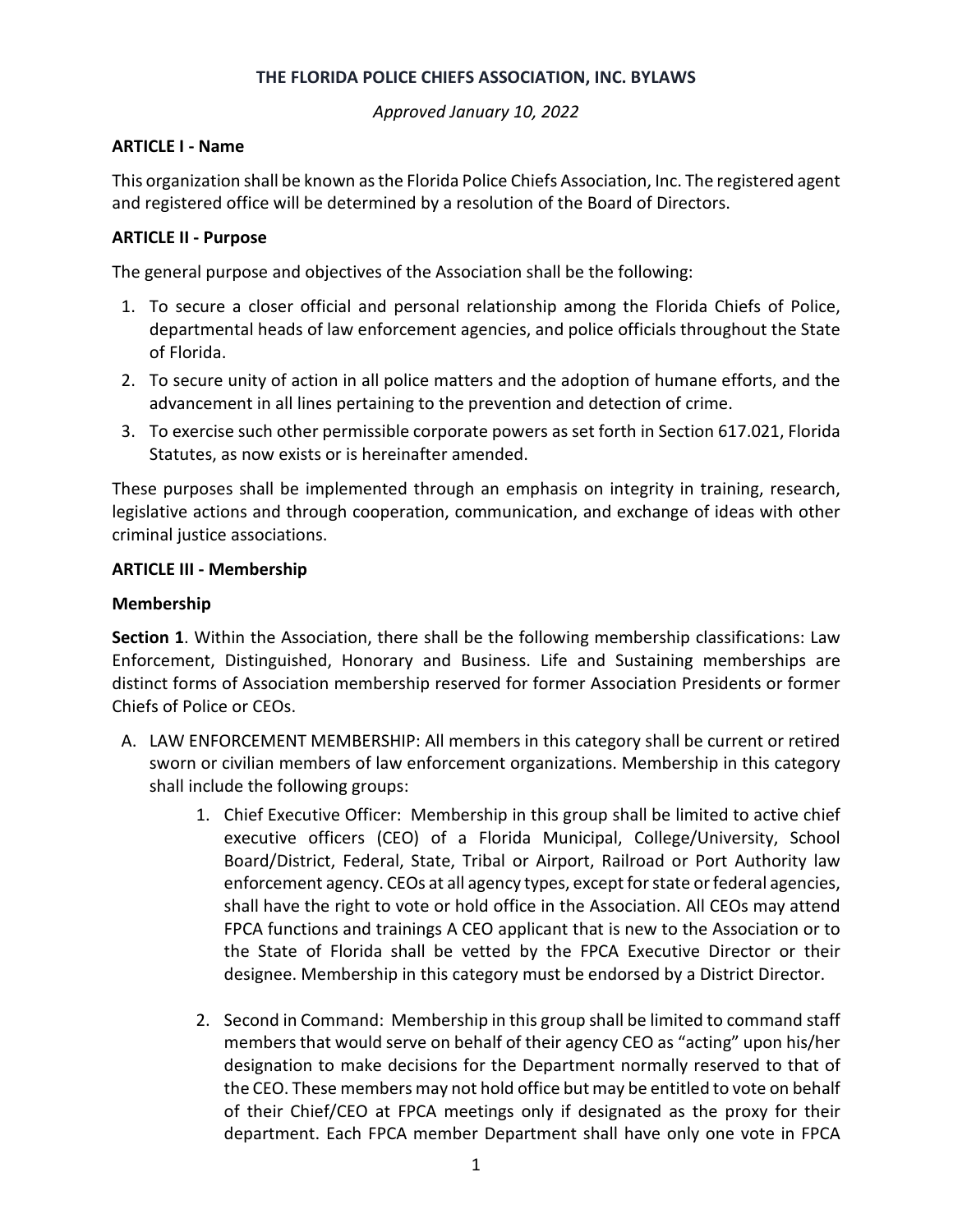# THE FLORIDA POLICE CHIEFS ASSOCIATION, INC. BYLAWS

*Approved January 10, 2022*

## ARTICLE I - Name

This organization shall be known as the Florida Police Chiefs Association, Inc. The registered agent and registered office will be determined by a resolution of the Board of Directors.

## ARTICLE II - Purpose

The general purpose and objectives of the Association shall be the following:

1. To secure a closer official and personal relationship among the Florida Chiefs of Police, departmental heads of law enforcement agencies, and police officials throughout the State of Florida.
2. To secure unity of action in all police matters and the adoption of humane efforts, and the advancement in all lines pertaining to the prevention and detection of crime.
3. To exercise such other permissible corporate powers as set forth in Section 617.021, Florida Statutes, as now exists or is hereinafter amended.

These purposes shall be implemented through an emphasis on integrity in training, research, legislative actions and through cooperation, communication, and exchange of ideas with other criminal justice associations.

## ARTICLE III - Membership

### Membership

**Section 1**. Within the Association, there shall be the following membership classifications: Law Enforcement, Distinguished, Honorary and Business. Life and Sustaining memberships are distinct forms of Association membership reserved for former Association Presidents or former Chiefs of Police or CEOs.

A. LAW ENFORCEMENT MEMBERSHIP: All members in this category shall be current or retired sworn or civilian members of law enforcement organizations. Membership in this category shall include the following groups:

   1. Chief Executive Officer: Membership in this group shall be limited to active chief executive officers (CEO) of a Florida Municipal, College/University, School Board/District, Federal, State, Tribal or Airport, Railroad or Port Authority law enforcement agency. CEOs at all agency types, except for state or federal agencies, shall have the right to vote or hold office in the Association. All CEOs may attend FPCA functions and trainings A CEO applicant that is new to the Association or to the State of Florida shall be vetted by the FPCA Executive Director or their designee. Membership in this category must be endorsed by a District Director.

   2. Second in Command: Membership in this group shall be limited to command staff members that would serve on behalf of their agency CEO as "acting" upon his/her designation to make decisions for the Department normally reserved to that of the CEO. These members may not hold office but may be entitled to vote on behalf of their Chief/CEO at FPCA meetings only if designated as the proxy for their department. Each FPCA member Department shall have only one vote in FPCA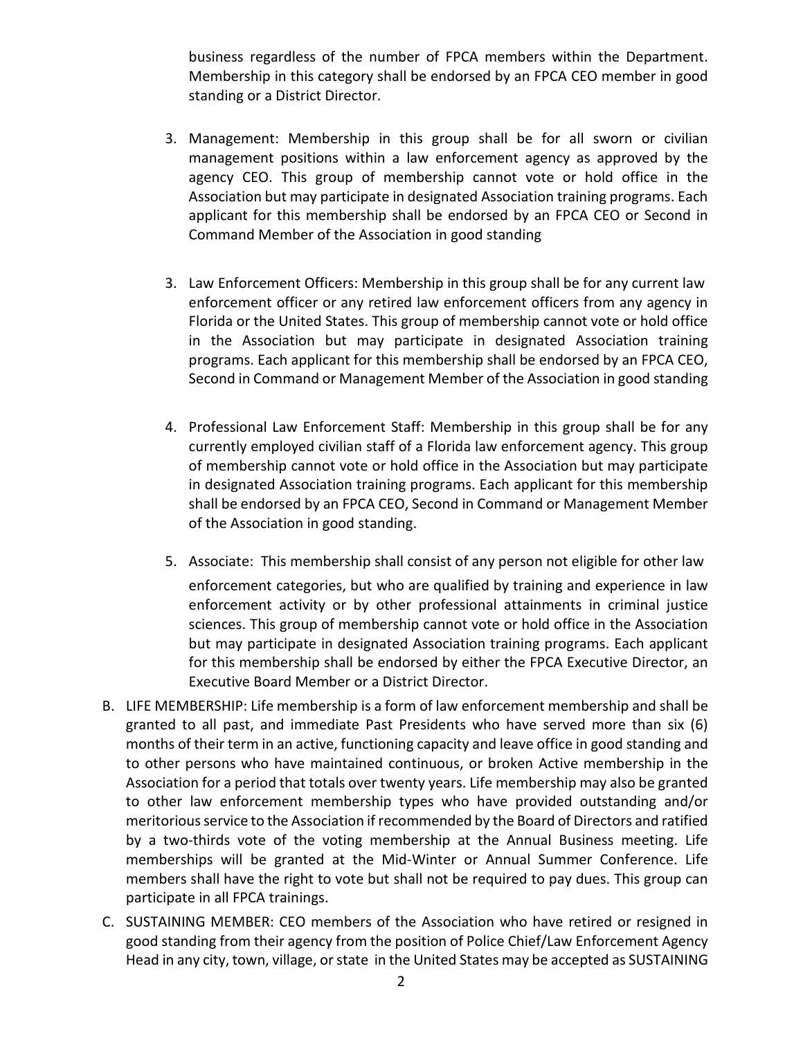business regardless of the number of FPCA members within the Department. Membership in this category shall be endorsed by an FPCA CEO member in good standing or a District Director.

3. Management: Membership in this group shall be for all sworn or civilian management positions within a law enforcement agency as approved by the agency CEO. This group of membership cannot vote or hold office in the Association but may participate in designated Association training programs. Each applicant for this membership shall be endorsed by an FPCA CEO or Second in Command Member of the Association in good standing

3. Law Enforcement Officers: Membership in this group shall be for any current law enforcement officer or any retired law enforcement officers from any agency in Florida or the United States. This group of membership cannot vote or hold office in the Association but may participate in designated Association training programs. Each applicant for this membership shall be endorsed by an FPCA CEO, Second in Command or Management Member of the Association in good standing

4. Professional Law Enforcement Staff: Membership in this group shall be for any currently employed civilian staff of a Florida law enforcement agency. This group of membership cannot vote or hold office in the Association but may participate in designated Association training programs. Each applicant for this membership shall be endorsed by an FPCA CEO, Second in Command or Management Member of the Association in good standing.

5. Associate: This membership shall consist of any person not eligible for other law enforcement categories, but who are qualified by training and experience in law enforcement activity or by other professional attainments in criminal justice sciences. This group of membership cannot vote or hold office in the Association but may participate in designated Association training programs. Each applicant for this membership shall be endorsed by either the FPCA Executive Director, an Executive Board Member or a District Director.

B. LIFE MEMBERSHIP: Life membership is a form of law enforcement membership and shall be granted to all past, and immediate Past Presidents who have served more than six (6) months of their term in an active, functioning capacity and leave office in good standing and to other persons who have maintained continuous, or broken Active membership in the Association for a period that totals over twenty years. Life membership may also be granted to other law enforcement membership types who have provided outstanding and/or meritorious service to the Association if recommended by the Board of Directors and ratified by a two-thirds vote of the voting membership at the Annual Business meeting. Life memberships will be granted at the Mid-Winter or Annual Summer Conference. Life members shall have the right to vote but shall not be required to pay dues. This group can participate in all FPCA trainings.

C. SUSTAINING MEMBER: CEO members of the Association who have retired or resigned in good standing from their agency from the position of Police Chief/Law Enforcement Agency Head in any city, town, village, or state in the United States may be accepted as SUSTAINING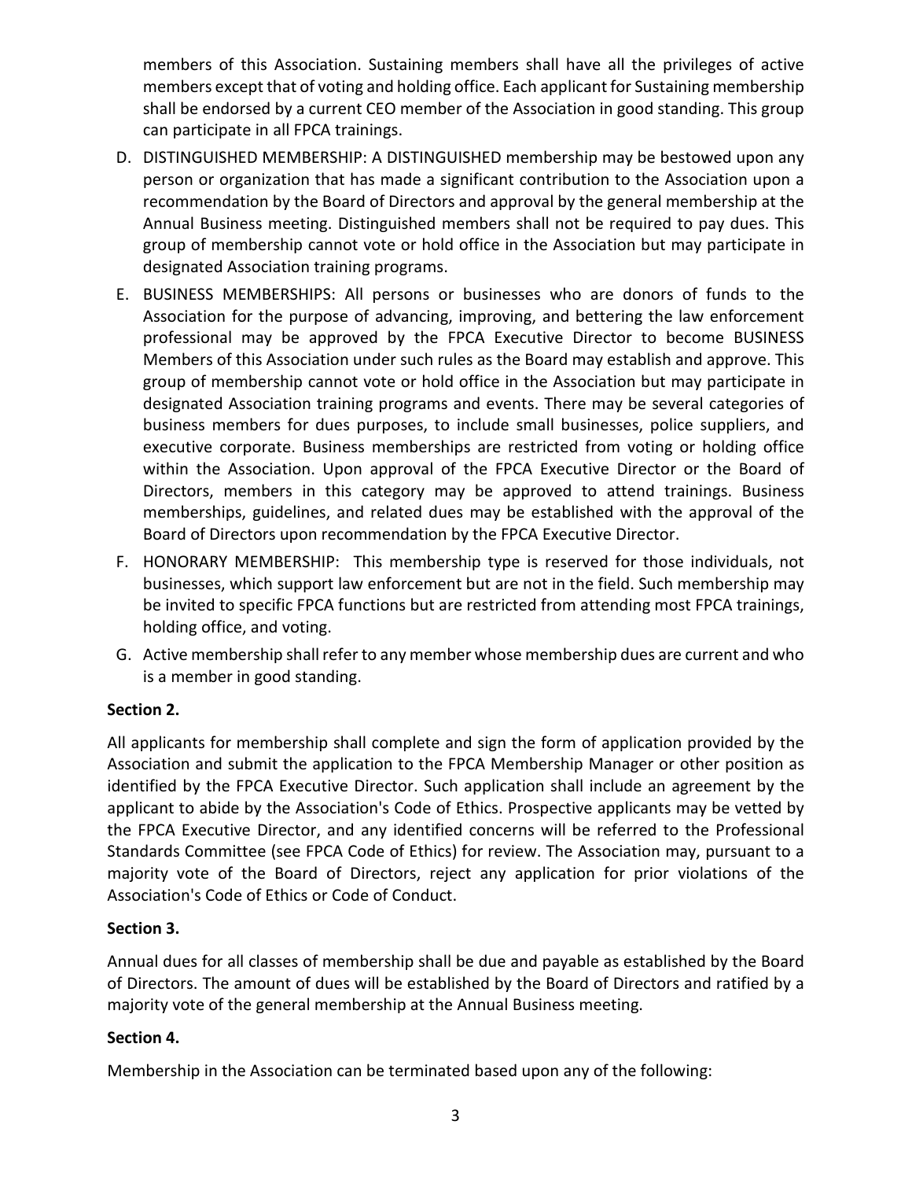members of this Association. Sustaining members shall have all the privileges of active members except that of voting and holding office. Each applicant for Sustaining membership shall be endorsed by a current CEO member of the Association in good standing. This group can participate in all FPCA trainings.

D. DISTINGUISHED MEMBERSHIP: A DISTINGUISHED membership may be bestowed upon any person or organization that has made a significant contribution to the Association upon a recommendation by the Board of Directors and approval by the general membership at the Annual Business meeting. Distinguished members shall not be required to pay dues. This group of membership cannot vote or hold office in the Association but may participate in designated Association training programs.

E. BUSINESS MEMBERSHIPS: All persons or businesses who are donors of funds to the Association for the purpose of advancing, improving, and bettering the law enforcement professional may be approved by the FPCA Executive Director to become BUSINESS Members of this Association under such rules as the Board may establish and approve. This group of membership cannot vote or hold office in the Association but may participate in designated Association training programs and events. There may be several categories of business members for dues purposes, to include small businesses, police suppliers, and executive corporate. Business memberships are restricted from voting or holding office within the Association. Upon approval of the FPCA Executive Director or the Board of Directors, members in this category may be approved to attend trainings. Business memberships, guidelines, and related dues may be established with the approval of the Board of Directors upon recommendation by the FPCA Executive Director.

F. HONORARY MEMBERSHIP: This membership type is reserved for those individuals, not businesses, which support law enforcement but are not in the field. Such membership may be invited to specific FPCA functions but are restricted from attending most FPCA trainings, holding office, and voting.

G. Active membership shall refer to any member whose membership dues are current and who is a member in good standing.

**Section 2.**

All applicants for membership shall complete and sign the form of application provided by the Association and submit the application to the FPCA Membership Manager or other position as identified by the FPCA Executive Director. Such application shall include an agreement by the applicant to abide by the Association's Code of Ethics. Prospective applicants may be vetted by the FPCA Executive Director, and any identified concerns will be referred to the Professional Standards Committee (see FPCA Code of Ethics) for review. The Association may, pursuant to a majority vote of the Board of Directors, reject any application for prior violations of the Association's Code of Ethics or Code of Conduct.

**Section 3.**

Annual dues for all classes of membership shall be due and payable as established by the Board of Directors. The amount of dues will be established by the Board of Directors and ratified by a majority vote of the general membership at the Annual Business meeting.

**Section 4.**

Membership in the Association can be terminated based upon any of the following: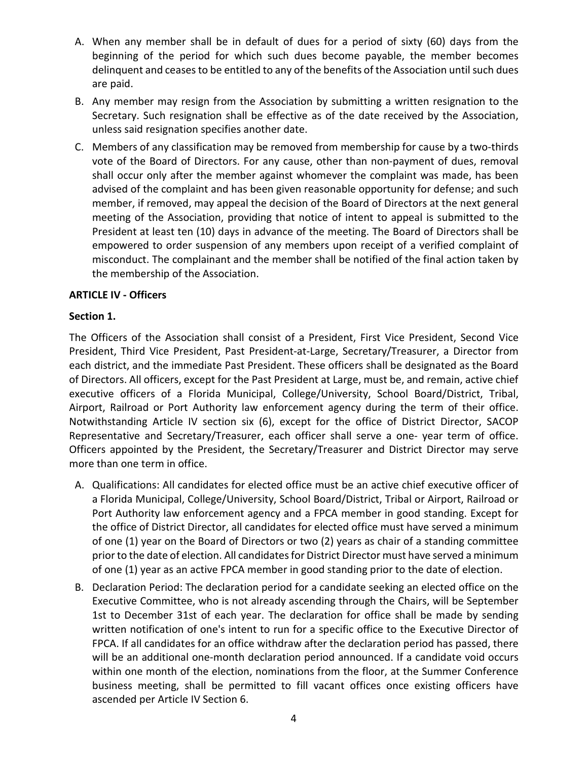A. When any member shall be in default of dues for a period of sixty (60) days from the beginning of the period for which such dues become payable, the member becomes delinquent and ceases to be entitled to any of the benefits of the Association until such dues are paid.
B. Any member may resign from the Association by submitting a written resignation to the Secretary. Such resignation shall be effective as of the date received by the Association, unless said resignation specifies another date.
C. Members of any classification may be removed from membership for cause by a two-thirds vote of the Board of Directors. For any cause, other than non-payment of dues, removal shall occur only after the member against whomever the complaint was made, has been advised of the complaint and has been given reasonable opportunity for defense; and such member, if removed, may appeal the decision of the Board of Directors at the next general meeting of the Association, providing that notice of intent to appeal is submitted to the President at least ten (10) days in advance of the meeting. The Board of Directors shall be empowered to order suspension of any members upon receipt of a verified complaint of misconduct. The complainant and the member shall be notified of the final action taken by the membership of the Association.

**ARTICLE IV - Officers**

**Section 1.**

The Officers of the Association shall consist of a President, First Vice President, Second Vice President, Third Vice President, Past President-at-Large, Secretary/Treasurer, a Director from each district, and the immediate Past President. These officers shall be designated as the Board of Directors. All officers, except for the Past President at Large, must be, and remain, active chief executive officers of a Florida Municipal, College/University, School Board/District, Tribal, Airport, Railroad or Port Authority law enforcement agency during the term of their office. Notwithstanding Article IV section six (6), except for the office of District Director, SACOP Representative and Secretary/Treasurer, each officer shall serve a one- year term of office. Officers appointed by the President, the Secretary/Treasurer and District Director may serve more than one term in office.

A. Qualifications: All candidates for elected office must be an active chief executive officer of a Florida Municipal, College/University, School Board/District, Tribal or Airport, Railroad or Port Authority law enforcement agency and a FPCA member in good standing. Except for the office of District Director, all candidates for elected office must have served a minimum of one (1) year on the Board of Directors or two (2) years as chair of a standing committee prior to the date of election. All candidates for District Director must have served a minimum of one (1) year as an active FPCA member in good standing prior to the date of election.
B. Declaration Period: The declaration period for a candidate seeking an elected office on the Executive Committee, who is not already ascending through the Chairs, will be September 1st to December 31st of each year. The declaration for office shall be made by sending written notification of one's intent to run for a specific office to the Executive Director of FPCA. If all candidates for an office withdraw after the declaration period has passed, there will be an additional one-month declaration period announced. If a candidate void occurs within one month of the election, nominations from the floor, at the Summer Conference business meeting, shall be permitted to fill vacant offices once existing officers have ascended per Article IV Section 6.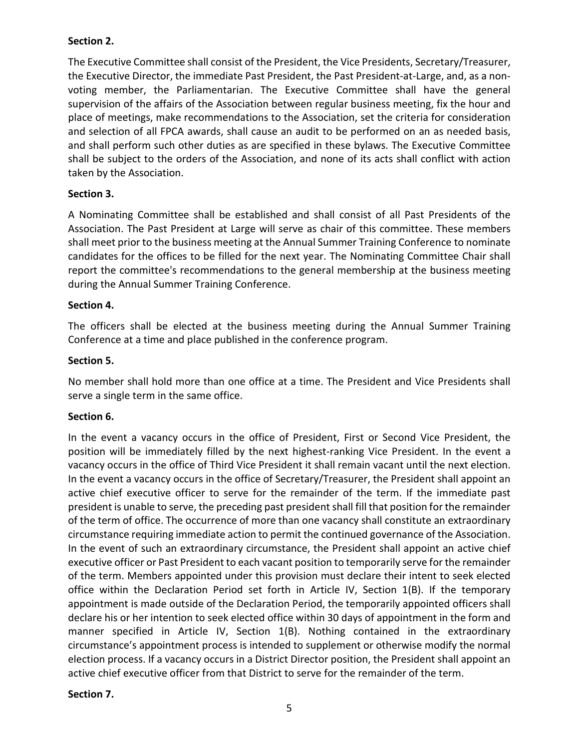**Section 2.**

The Executive Committee shall consist of the President, the Vice Presidents, Secretary/Treasurer, the Executive Director, the immediate Past President, the Past President-at-Large, and, as a non-voting member, the Parliamentarian. The Executive Committee shall have the general supervision of the affairs of the Association between regular business meeting, fix the hour and place of meetings, make recommendations to the Association, set the criteria for consideration and selection of all FPCA awards, shall cause an audit to be performed on an as needed basis, and shall perform such other duties as are specified in these bylaws. The Executive Committee shall be subject to the orders of the Association, and none of its acts shall conflict with action taken by the Association.

**Section 3.**

A Nominating Committee shall be established and shall consist of all Past Presidents of the Association. The Past President at Large will serve as chair of this committee. These members shall meet prior to the business meeting at the Annual Summer Training Conference to nominate candidates for the offices to be filled for the next year. The Nominating Committee Chair shall report the committee's recommendations to the general membership at the business meeting during the Annual Summer Training Conference.

**Section 4.**

The officers shall be elected at the business meeting during the Annual Summer Training Conference at a time and place published in the conference program.

**Section 5.**

No member shall hold more than one office at a time. The President and Vice Presidents shall serve a single term in the same office.

**Section 6.**

In the event a vacancy occurs in the office of President, First or Second Vice President, the position will be immediately filled by the next highest-ranking Vice President. In the event a vacancy occurs in the office of Third Vice President it shall remain vacant until the next election. In the event a vacancy occurs in the office of Secretary/Treasurer, the President shall appoint an active chief executive officer to serve for the remainder of the term. If the immediate past president is unable to serve, the preceding past president shall fill that position for the remainder of the term of office. The occurrence of more than one vacancy shall constitute an extraordinary circumstance requiring immediate action to permit the continued governance of the Association. In the event of such an extraordinary circumstance, the President shall appoint an active chief executive officer or Past President to each vacant position to temporarily serve for the remainder of the term. Members appointed under this provision must declare their intent to seek elected office within the Declaration Period set forth in Article IV, Section 1(B). If the temporary appointment is made outside of the Declaration Period, the temporarily appointed officers shall declare his or her intention to seek elected office within 30 days of appointment in the form and manner specified in Article IV, Section 1(B). Nothing contained in the extraordinary circumstance's appointment process is intended to supplement or otherwise modify the normal election process. If a vacancy occurs in a District Director position, the President shall appoint an active chief executive officer from that District to serve for the remainder of the term.

**Section 7.**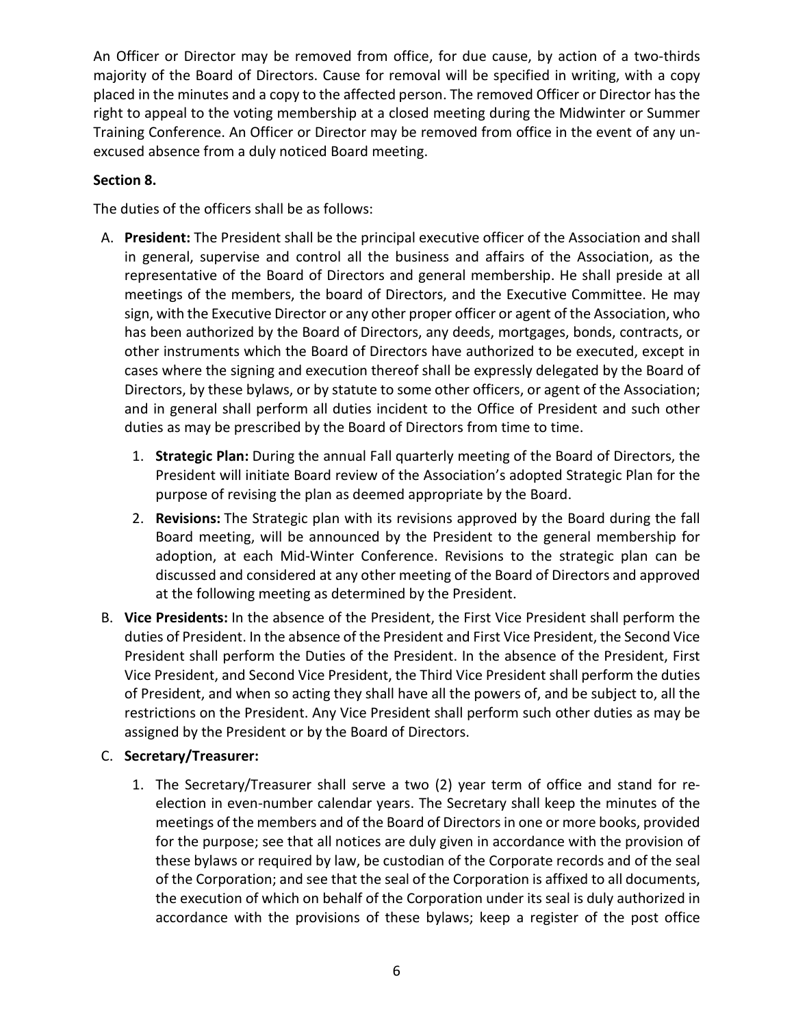An Officer or Director may be removed from office, for due cause, by action of a two-thirds majority of the Board of Directors. Cause for removal will be specified in writing, with a copy placed in the minutes and a copy to the affected person. The removed Officer or Director has the right to appeal to the voting membership at a closed meeting during the Midwinter or Summer Training Conference. An Officer or Director may be removed from office in the event of any un-excused absence from a duly noticed Board meeting.

**Section 8.**

The duties of the officers shall be as follows:

A. **President:** The President shall be the principal executive officer of the Association and shall in general, supervise and control all the business and affairs of the Association, as the representative of the Board of Directors and general membership. He shall preside at all meetings of the members, the board of Directors, and the Executive Committee. He may sign, with the Executive Director or any other proper officer or agent of the Association, who has been authorized by the Board of Directors, any deeds, mortgages, bonds, contracts, or other instruments which the Board of Directors have authorized to be executed, except in cases where the signing and execution thereof shall be expressly delegated by the Board of Directors, by these bylaws, or by statute to some other officers, or agent of the Association; and in general shall perform all duties incident to the Office of President and such other duties as may be prescribed by the Board of Directors from time to time.

   1. **Strategic Plan:** During the annual Fall quarterly meeting of the Board of Directors, the President will initiate Board review of the Association's adopted Strategic Plan for the purpose of revising the plan as deemed appropriate by the Board.
   2. **Revisions:** The Strategic plan with its revisions approved by the Board during the fall Board meeting, will be announced by the President to the general membership for adoption, at each Mid-Winter Conference. Revisions to the strategic plan can be discussed and considered at any other meeting of the Board of Directors and approved at the following meeting as determined by the President.

B. **Vice Presidents:** In the absence of the President, the First Vice President shall perform the duties of President. In the absence of the President and First Vice President, the Second Vice President shall perform the Duties of the President. In the absence of the President, First Vice President, and Second Vice President, the Third Vice President shall perform the duties of President, and when so acting they shall have all the powers of, and be subject to, all the restrictions on the President. Any Vice President shall perform such other duties as may be assigned by the President or by the Board of Directors.

C. **Secretary/Treasurer:**

   1. The Secretary/Treasurer shall serve a two (2) year term of office and stand for re-election in even-number calendar years. The Secretary shall keep the minutes of the meetings of the members and of the Board of Directors in one or more books, provided for the purpose; see that all notices are duly given in accordance with the provision of these bylaws or required by law, be custodian of the Corporate records and of the seal of the Corporation; and see that the seal of the Corporation is affixed to all documents, the execution of which on behalf of the Corporation under its seal is duly authorized in accordance with the provisions of these bylaws; keep a register of the post office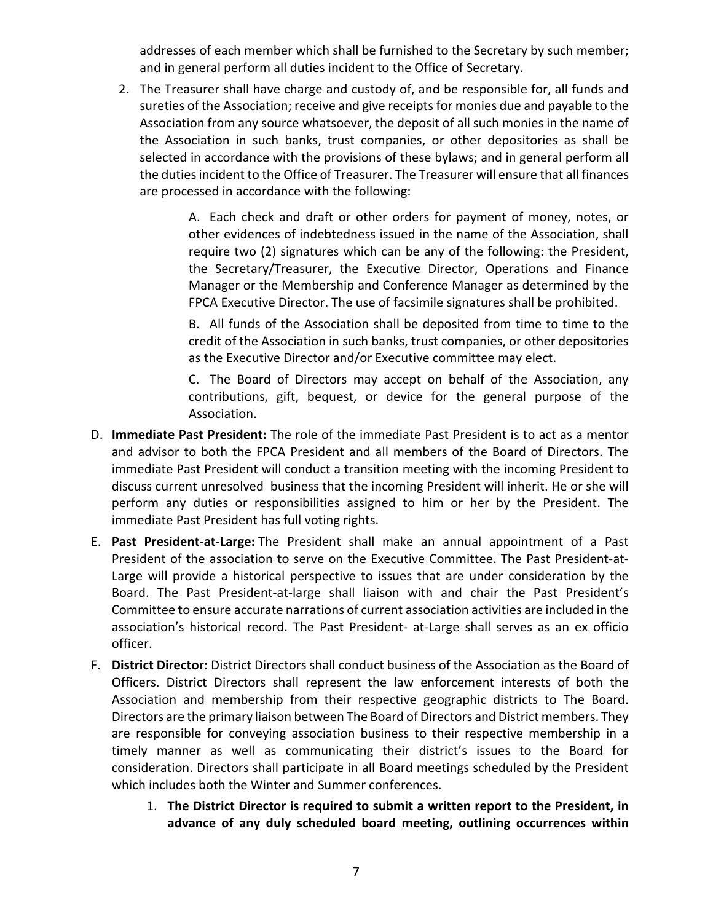addresses of each member which shall be furnished to the Secretary by such member; and in general perform all duties incident to the Office of Secretary.

2. The Treasurer shall have charge and custody of, and be responsible for, all funds and sureties of the Association; receive and give receipts for monies due and payable to the Association from any source whatsoever, the deposit of all such monies in the name of the Association in such banks, trust companies, or other depositories as shall be selected in accordance with the provisions of these bylaws; and in general perform all the duties incident to the Office of Treasurer. The Treasurer will ensure that all finances are processed in accordance with the following:

   A. Each check and draft or other orders for payment of money, notes, or other evidences of indebtedness issued in the name of the Association, shall require two (2) signatures which can be any of the following: the President, the Secretary/Treasurer, the Executive Director, Operations and Finance Manager or the Membership and Conference Manager as determined by the FPCA Executive Director. The use of facsimile signatures shall be prohibited.

   B. All funds of the Association shall be deposited from time to time to the credit of the Association in such banks, trust companies, or other depositories as the Executive Director and/or Executive committee may elect.

   C. The Board of Directors may accept on behalf of the Association, any contributions, gift, bequest, or device for the general purpose of the Association.

D. **Immediate Past President:** The role of the immediate Past President is to act as a mentor and advisor to both the FPCA President and all members of the Board of Directors. The immediate Past President will conduct a transition meeting with the incoming President to discuss current unresolved business that the incoming President will inherit. He or she will perform any duties or responsibilities assigned to him or her by the President. The immediate Past President has full voting rights.

E. **Past President-at-Large:** The President shall make an annual appointment of a Past President of the association to serve on the Executive Committee. The Past President-at-Large will provide a historical perspective to issues that are under consideration by the Board. The Past President-at-large shall liaison with and chair the Past President's Committee to ensure accurate narrations of current association activities are included in the association's historical record. The Past President- at-Large shall serves as an ex officio officer.

F. **District Director:** District Directors shall conduct business of the Association as the Board of Officers. District Directors shall represent the law enforcement interests of both the Association and membership from their respective geographic districts to The Board. Directors are the primary liaison between The Board of Directors and District members. They are responsible for conveying association business to their respective membership in a timely manner as well as communicating their district's issues to the Board for consideration. Directors shall participate in all Board meetings scheduled by the President which includes both the Winter and Summer conferences.

   1. **The District Director is required to submit a written report to the President, in advance of any duly scheduled board meeting, outlining occurrences within**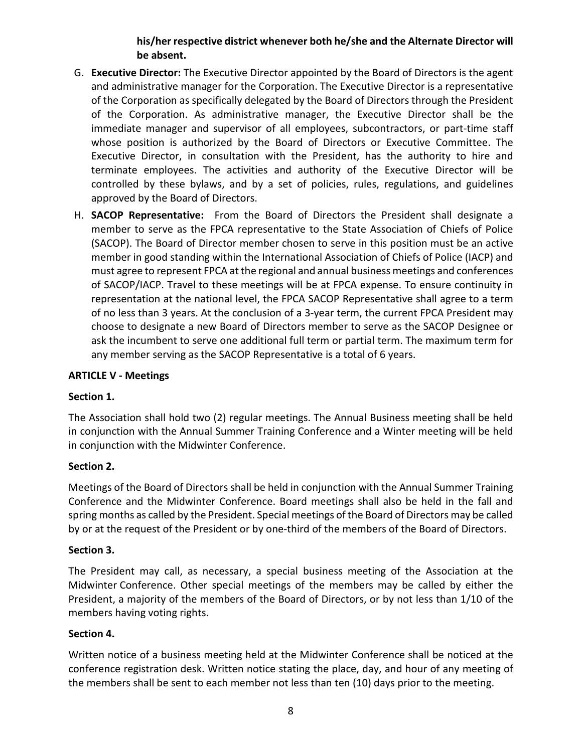**his/her respective district whenever both he/she and the Alternate Director will be absent.**

G. **Executive Director:** The Executive Director appointed by the Board of Directors is the agent and administrative manager for the Corporation. The Executive Director is a representative of the Corporation as specifically delegated by the Board of Directors through the President of the Corporation. As administrative manager, the Executive Director shall be the immediate manager and supervisor of all employees, subcontractors, or part-time staff whose position is authorized by the Board of Directors or Executive Committee. The Executive Director, in consultation with the President, has the authority to hire and terminate employees. The activities and authority of the Executive Director will be controlled by these bylaws, and by a set of policies, rules, regulations, and guidelines approved by the Board of Directors.

H. **SACOP Representative:** From the Board of Directors the President shall designate a member to serve as the FPCA representative to the State Association of Chiefs of Police (SACOP). The Board of Director member chosen to serve in this position must be an active member in good standing within the International Association of Chiefs of Police (IACP) and must agree to represent FPCA at the regional and annual business meetings and conferences of SACOP/IACP. Travel to these meetings will be at FPCA expense. To ensure continuity in representation at the national level, the FPCA SACOP Representative shall agree to a term of no less than 3 years. At the conclusion of a 3-year term, the current FPCA President may choose to designate a new Board of Directors member to serve as the SACOP Designee or ask the incumbent to serve one additional full term or partial term. The maximum term for any member serving as the SACOP Representative is a total of 6 years.

**ARTICLE V - Meetings**

**Section 1.**

The Association shall hold two (2) regular meetings. The Annual Business meeting shall be held in conjunction with the Annual Summer Training Conference and a Winter meeting will be held in conjunction with the Midwinter Conference.

**Section 2.**

Meetings of the Board of Directors shall be held in conjunction with the Annual Summer Training Conference and the Midwinter Conference. Board meetings shall also be held in the fall and spring months as called by the President. Special meetings of the Board of Directors may be called by or at the request of the President or by one-third of the members of the Board of Directors.

**Section 3.**

The President may call, as necessary, a special business meeting of the Association at the Midwinter Conference. Other special meetings of the members may be called by either the President, a majority of the members of the Board of Directors, or by not less than 1/10 of the members having voting rights.

**Section 4.**

Written notice of a business meeting held at the Midwinter Conference shall be noticed at the conference registration desk. Written notice stating the place, day, and hour of any meeting of the members shall be sent to each member not less than ten (10) days prior to the meeting.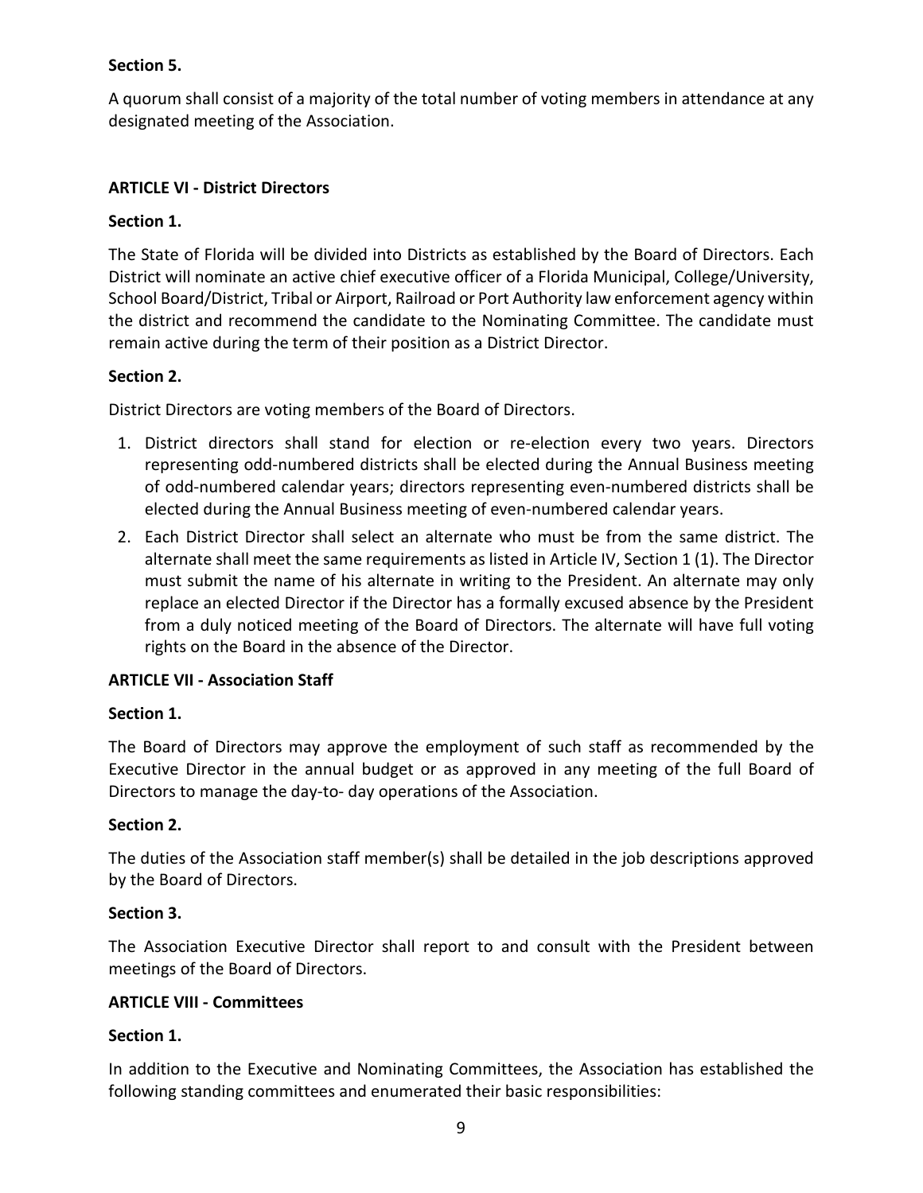**Section 5.**

A quorum shall consist of a majority of the total number of voting members in attendance at any designated meeting of the Association.

## ARTICLE VI - District Directors

**Section 1.**

The State of Florida will be divided into Districts as established by the Board of Directors. Each District will nominate an active chief executive officer of a Florida Municipal, College/University, School Board/District, Tribal or Airport, Railroad or Port Authority law enforcement agency within the district and recommend the candidate to the Nominating Committee. The candidate must remain active during the term of their position as a District Director.

**Section 2.**

District Directors are voting members of the Board of Directors.

1. District directors shall stand for election or re-election every two years. Directors representing odd-numbered districts shall be elected during the Annual Business meeting of odd-numbered calendar years; directors representing even-numbered districts shall be elected during the Annual Business meeting of even-numbered calendar years.
2. Each District Director shall select an alternate who must be from the same district. The alternate shall meet the same requirements as listed in Article IV, Section 1 (1). The Director must submit the name of his alternate in writing to the President. An alternate may only replace an elected Director if the Director has a formally excused absence by the President from a duly noticed meeting of the Board of Directors. The alternate will have full voting rights on the Board in the absence of the Director.

## ARTICLE VII - Association Staff

**Section 1.**

The Board of Directors may approve the employment of such staff as recommended by the Executive Director in the annual budget or as approved in any meeting of the full Board of Directors to manage the day-to- day operations of the Association.

**Section 2.**

The duties of the Association staff member(s) shall be detailed in the job descriptions approved by the Board of Directors.

**Section 3.**

The Association Executive Director shall report to and consult with the President between meetings of the Board of Directors.

## ARTICLE VIII - Committees

**Section 1.**

In addition to the Executive and Nominating Committees, the Association has established the following standing committees and enumerated their basic responsibilities: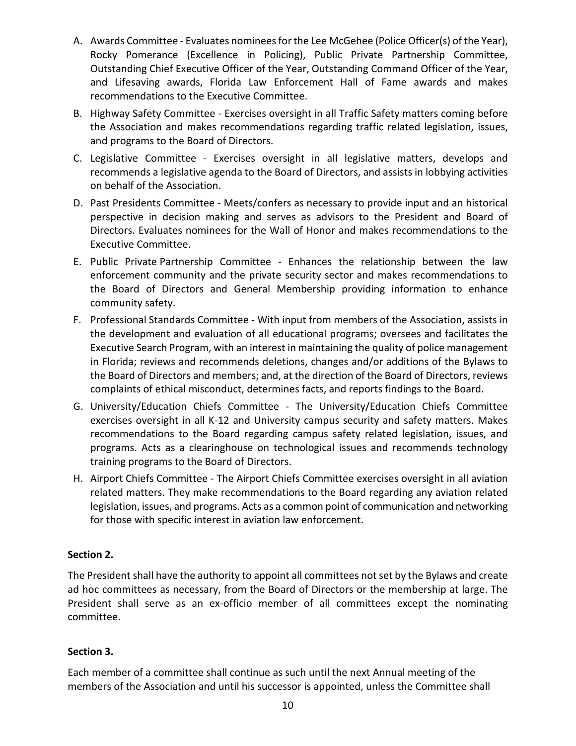A. Awards Committee - Evaluates nominees for the Lee McGehee (Police Officer(s) of the Year), Rocky Pomerance (Excellence in Policing), Public Private Partnership Committee, Outstanding Chief Executive Officer of the Year, Outstanding Command Officer of the Year, and Lifesaving awards, Florida Law Enforcement Hall of Fame awards and makes recommendations to the Executive Committee.
B. Highway Safety Committee - Exercises oversight in all Traffic Safety matters coming before the Association and makes recommendations regarding traffic related legislation, issues, and programs to the Board of Directors.
C. Legislative Committee - Exercises oversight in all legislative matters, develops and recommends a legislative agenda to the Board of Directors, and assists in lobbying activities on behalf of the Association.
D. Past Presidents Committee - Meets/confers as necessary to provide input and an historical perspective in decision making and serves as advisors to the President and Board of Directors. Evaluates nominees for the Wall of Honor and makes recommendations to the Executive Committee.
E. Public Private Partnership Committee - Enhances the relationship between the law enforcement community and the private security sector and makes recommendations to the Board of Directors and General Membership providing information to enhance community safety.
F. Professional Standards Committee - With input from members of the Association, assists in the development and evaluation of all educational programs; oversees and facilitates the Executive Search Program, with an interest in maintaining the quality of police management in Florida; reviews and recommends deletions, changes and/or additions of the Bylaws to the Board of Directors and members; and, at the direction of the Board of Directors, reviews complaints of ethical misconduct, determines facts, and reports findings to the Board.
G. University/Education Chiefs Committee - The University/Education Chiefs Committee exercises oversight in all K-12 and University campus security and safety matters. Makes recommendations to the Board regarding campus safety related legislation, issues, and programs. Acts as a clearinghouse on technological issues and recommends technology training programs to the Board of Directors.
H. Airport Chiefs Committee - The Airport Chiefs Committee exercises oversight in all aviation related matters. They make recommendations to the Board regarding any aviation related legislation, issues, and programs. Acts as a common point of communication and networking for those with specific interest in aviation law enforcement.

**Section 2.**

The President shall have the authority to appoint all committees not set by the Bylaws and create ad hoc committees as necessary, from the Board of Directors or the membership at large. The President shall serve as an ex-officio member of all committees except the nominating committee.

**Section 3.**

Each member of a committee shall continue as such until the next Annual meeting of the members of the Association and until his successor is appointed, unless the Committee shall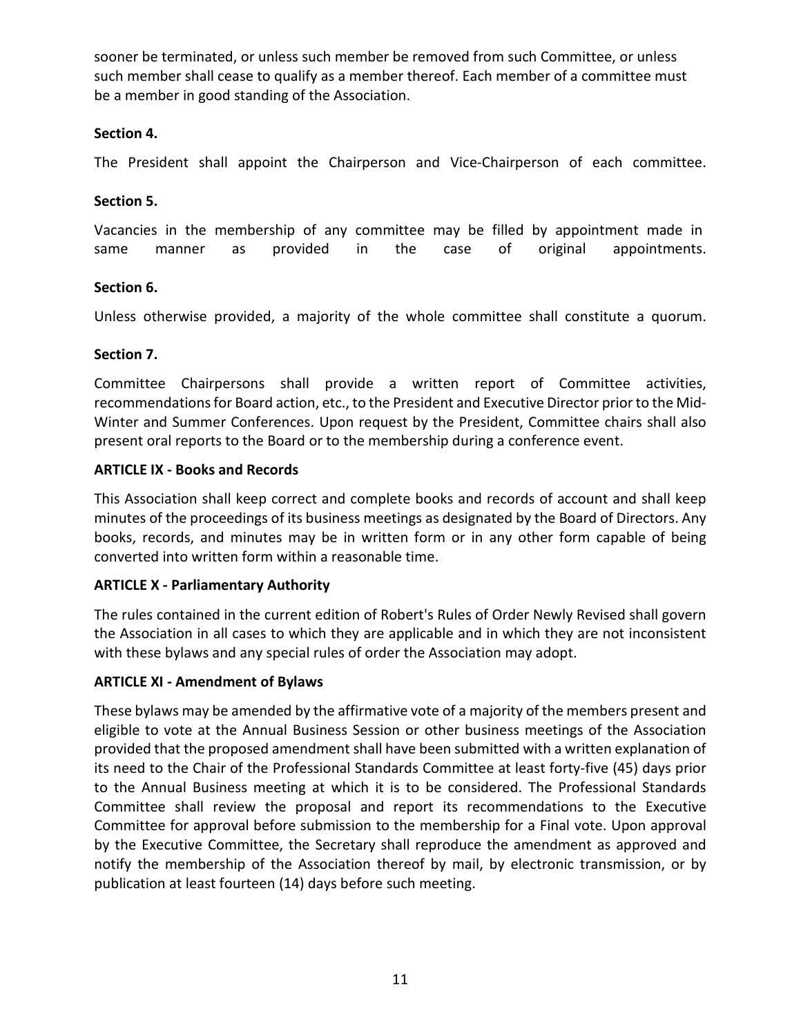sooner be terminated, or unless such member be removed from such Committee, or unless such member shall cease to qualify as a member thereof. Each member of a committee must be a member in good standing of the Association.

**Section 4.**

The President shall appoint the Chairperson and Vice-Chairperson of each committee.

**Section 5.**

Vacancies in the membership of any committee may be filled by appointment made in same manner as provided in the case of original appointments.

**Section 6.**

Unless otherwise provided, a majority of the whole committee shall constitute a quorum.

**Section 7.**

Committee Chairpersons shall provide a written report of Committee activities, recommendations for Board action, etc., to the President and Executive Director prior to the Mid-Winter and Summer Conferences. Upon request by the President, Committee chairs shall also present oral reports to the Board or to the membership during a conference event.

**ARTICLE IX - Books and Records**

This Association shall keep correct and complete books and records of account and shall keep minutes of the proceedings of its business meetings as designated by the Board of Directors. Any books, records, and minutes may be in written form or in any other form capable of being converted into written form within a reasonable time.

**ARTICLE X - Parliamentary Authority**

The rules contained in the current edition of Robert's Rules of Order Newly Revised shall govern the Association in all cases to which they are applicable and in which they are not inconsistent with these bylaws and any special rules of order the Association may adopt.

**ARTICLE XI - Amendment of Bylaws**

These bylaws may be amended by the affirmative vote of a majority of the members present and eligible to vote at the Annual Business Session or other business meetings of the Association provided that the proposed amendment shall have been submitted with a written explanation of its need to the Chair of the Professional Standards Committee at least forty-five (45) days prior to the Annual Business meeting at which it is to be considered. The Professional Standards Committee shall review the proposal and report its recommendations to the Executive Committee for approval before submission to the membership for a Final vote. Upon approval by the Executive Committee, the Secretary shall reproduce the amendment as approved and notify the membership of the Association thereof by mail, by electronic transmission, or by publication at least fourteen (14) days before such meeting.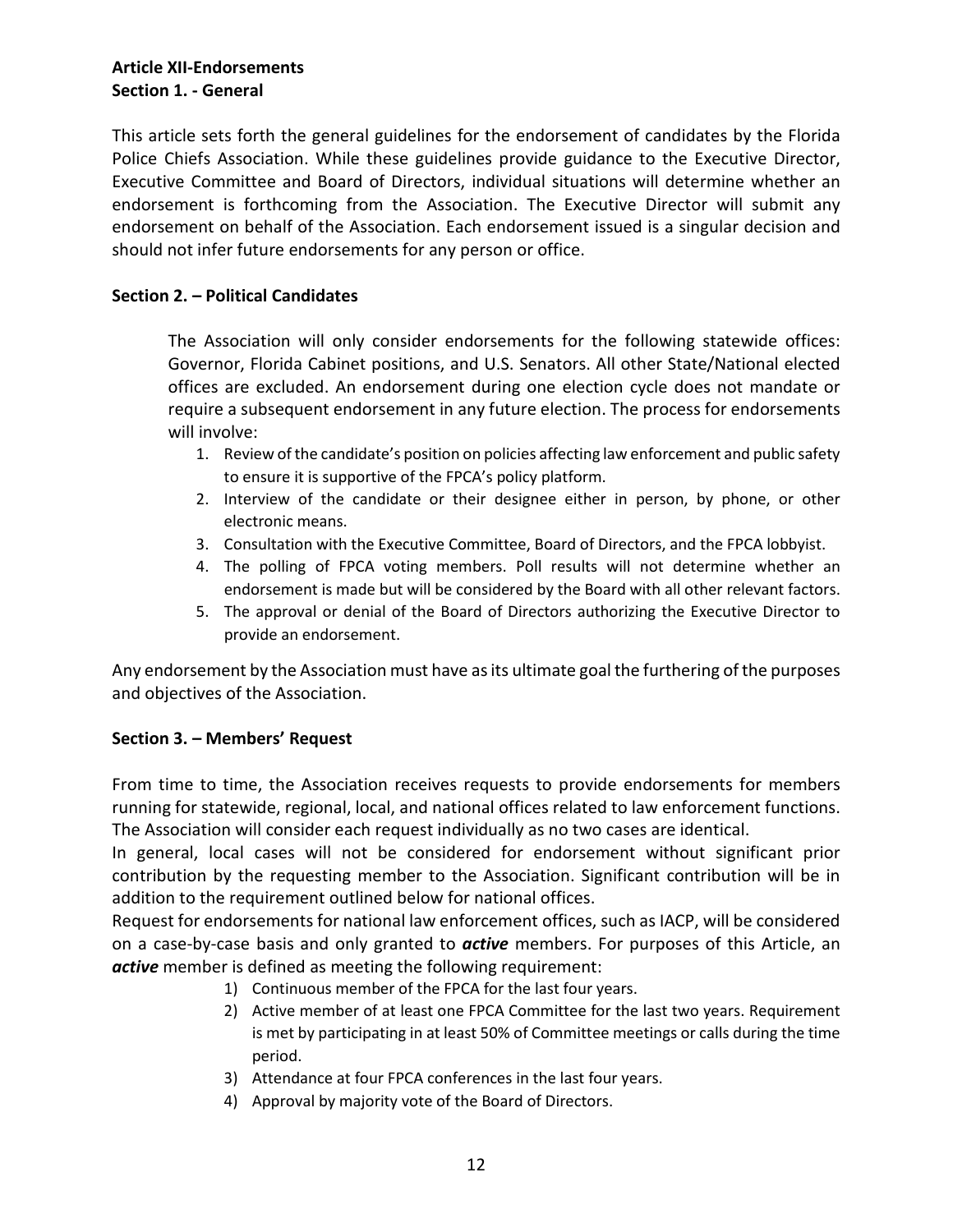## Article XII-Endorsements
### Section 1. - General

This article sets forth the general guidelines for the endorsement of candidates by the Florida Police Chiefs Association. While these guidelines provide guidance to the Executive Director, Executive Committee and Board of Directors, individual situations will determine whether an endorsement is forthcoming from the Association. The Executive Director will submit any endorsement on behalf of the Association. Each endorsement issued is a singular decision and should not infer future endorsements for any person or office.

### Section 2. – Political Candidates

The Association will only consider endorsements for the following statewide offices: Governor, Florida Cabinet positions, and U.S. Senators. All other State/National elected offices are excluded. An endorsement during one election cycle does not mandate or require a subsequent endorsement in any future election. The process for endorsements will involve:

1. Review of the candidate's position on policies affecting law enforcement and public safety to ensure it is supportive of the FPCA's policy platform.
2. Interview of the candidate or their designee either in person, by phone, or other electronic means.
3. Consultation with the Executive Committee, Board of Directors, and the FPCA lobbyist.
4. The polling of FPCA voting members. Poll results will not determine whether an endorsement is made but will be considered by the Board with all other relevant factors.
5. The approval or denial of the Board of Directors authorizing the Executive Director to provide an endorsement.

Any endorsement by the Association must have as its ultimate goal the furthering of the purposes and objectives of the Association.

### Section 3. – Members' Request

From time to time, the Association receives requests to provide endorsements for members running for statewide, regional, local, and national offices related to law enforcement functions. The Association will consider each request individually as no two cases are identical.

In general, local cases will not be considered for endorsement without significant prior contribution by the requesting member to the Association. Significant contribution will be in addition to the requirement outlined below for national offices.

Request for endorsements for national law enforcement offices, such as IACP, will be considered on a case-by-case basis and only granted to ***active*** members. For purposes of this Article, an ***active*** member is defined as meeting the following requirement:

1) Continuous member of the FPCA for the last four years.
2) Active member of at least one FPCA Committee for the last two years. Requirement is met by participating in at least 50% of Committee meetings or calls during the time period.
3) Attendance at four FPCA conferences in the last four years.
4) Approval by majority vote of the Board of Directors.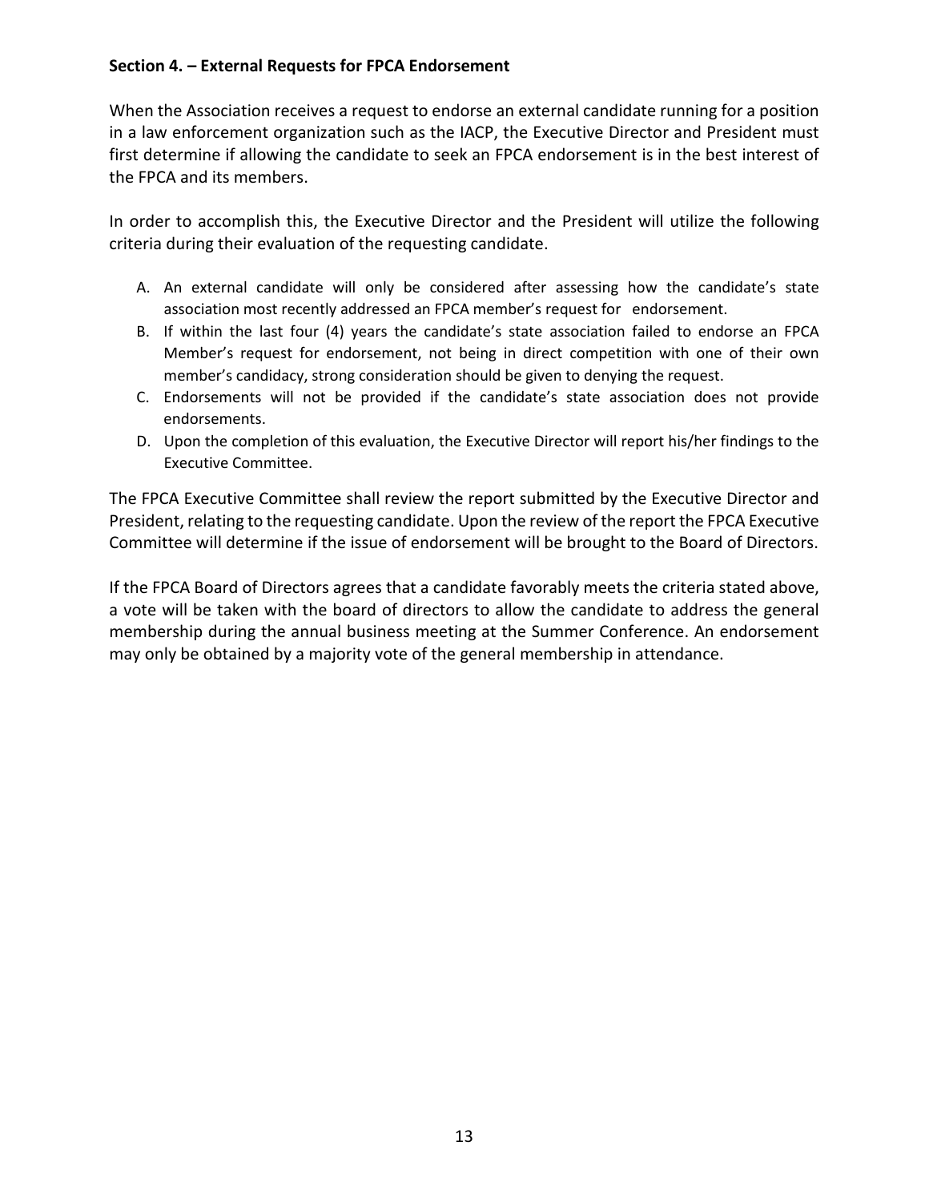**Section 4. – External Requests for FPCA Endorsement**

When the Association receives a request to endorse an external candidate running for a position in a law enforcement organization such as the IACP, the Executive Director and President must first determine if allowing the candidate to seek an FPCA endorsement is in the best interest of the FPCA and its members.

In order to accomplish this, the Executive Director and the President will utilize the following criteria during their evaluation of the requesting candidate.

A. An external candidate will only be considered after assessing how the candidate's state association most recently addressed an FPCA member's request for endorsement.
B. If within the last four (4) years the candidate's state association failed to endorse an FPCA Member's request for endorsement, not being in direct competition with one of their own member's candidacy, strong consideration should be given to denying the request.
C. Endorsements will not be provided if the candidate's state association does not provide endorsements.
D. Upon the completion of this evaluation, the Executive Director will report his/her findings to the Executive Committee.

The FPCA Executive Committee shall review the report submitted by the Executive Director and President, relating to the requesting candidate. Upon the review of the report the FPCA Executive Committee will determine if the issue of endorsement will be brought to the Board of Directors.

If the FPCA Board of Directors agrees that a candidate favorably meets the criteria stated above, a vote will be taken with the board of directors to allow the candidate to address the general membership during the annual business meeting at the Summer Conference. An endorsement may only be obtained by a majority vote of the general membership in attendance.